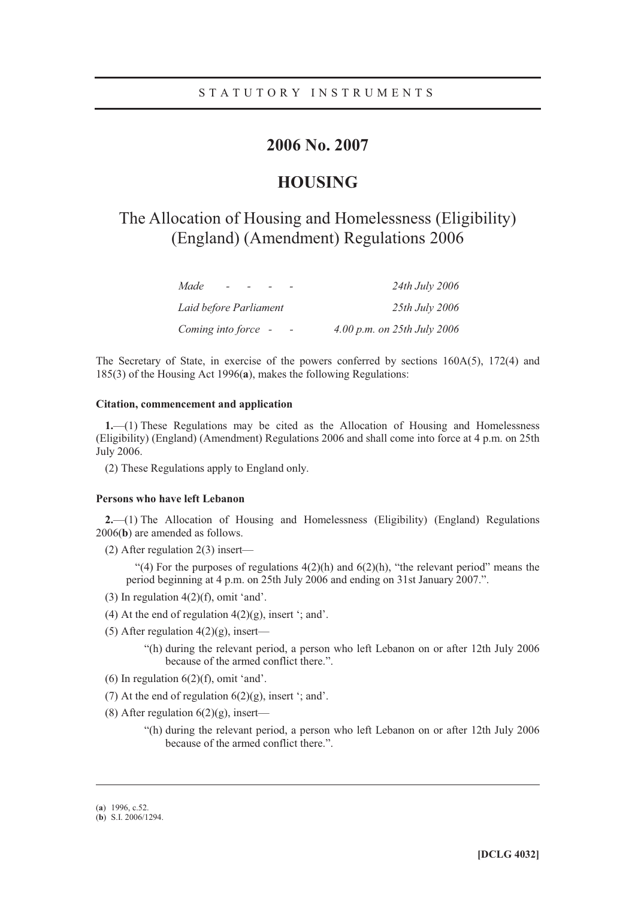STATUTORY INSTRUMENTS

# 2006 No. 2007

# HOUSING

## The Allocation of Housing and Homelessness (Eligibility) (England) (Amendment) Regulations 2006

| | |
|---|---|
| *Made* | *24th July 2006* |
| *Laid before Parliament* | *25th July 2006* |
| *Coming into force* | *4.00 p.m. on 25th July 2006* |

The Secretary of State, in exercise of the powers conferred by sections 160A(5), 172(4) and 185(3) of the Housing Act 1996(**a**), makes the following Regulations:

**Citation, commencement and application**

**1.**—(1) These Regulations may be cited as the Allocation of Housing and Homelessness (Eligibility) (England) (Amendment) Regulations 2006 and shall come into force at 4 p.m. on 25th July 2006.

(2) These Regulations apply to England only.

**Persons who have left Lebanon**

**2.**—(1) The Allocation of Housing and Homelessness (Eligibility) (England) Regulations 2006(**b**) are amended as follows.

(2) After regulation 2(3) insert—

"(4) For the purposes of regulations 4(2)(h) and 6(2)(h), "the relevant period" means the period beginning at 4 p.m. on 25th July 2006 and ending on 31st January 2007.".

(3) In regulation 4(2)(f), omit 'and'.

(4) At the end of regulation 4(2)(g), insert '; and'.

(5) After regulation 4(2)(g), insert—

"(h) during the relevant period, a person who left Lebanon on or after 12th July 2006 because of the armed conflict there.".

(6) In regulation 6(2)(f), omit 'and'.

(7) At the end of regulation 6(2)(g), insert '; and'.

(8) After regulation 6(2)(g), insert—

"(h) during the relevant period, a person who left Lebanon on or after 12th July 2006 because of the armed conflict there.".

---

(**a**) 1996, c.52.

(**b**) S.I. 2006/1294.

**[DCLG 4032]**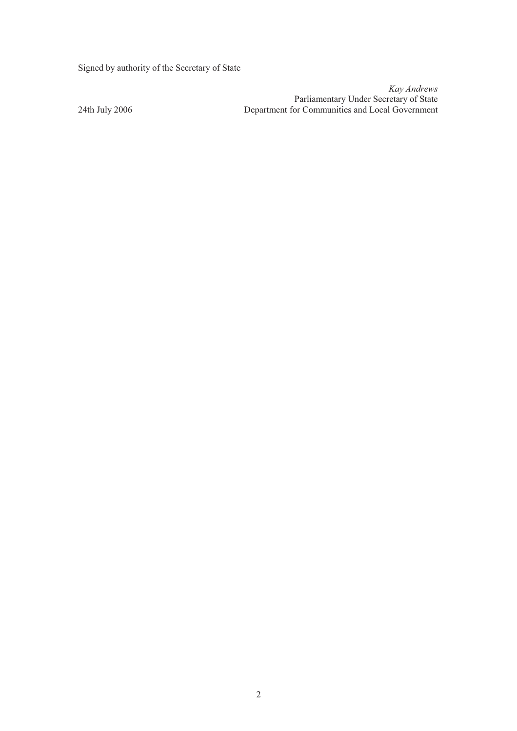Signed by authority of the Secretary of State

*Kay Andrews*
Parliamentary Under Secretary of State
Department for Communities and Local Government

24th July 2006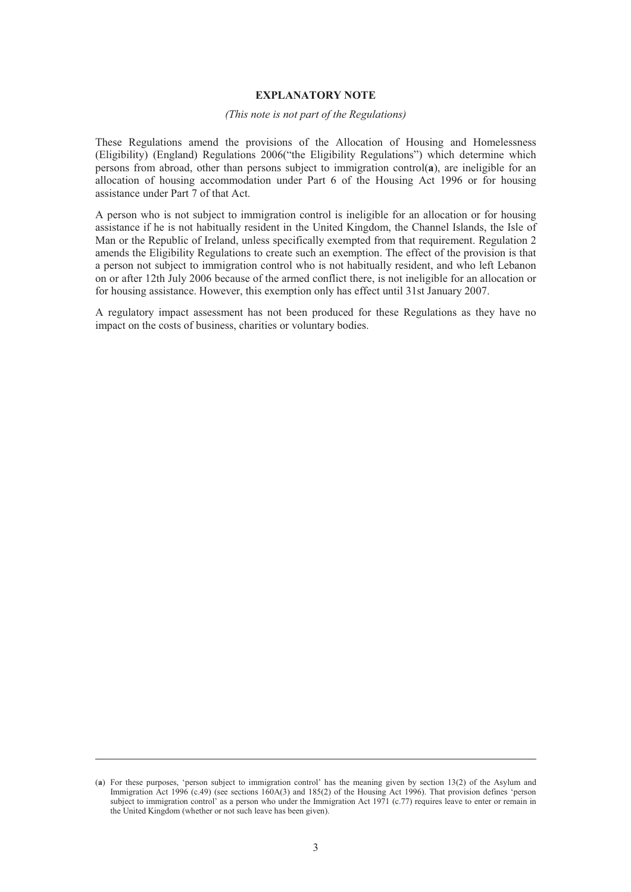**EXPLANATORY NOTE**

*(This note is not part of the Regulations)*

These Regulations amend the provisions of the Allocation of Housing and Homelessness (Eligibility) (England) Regulations 2006("the Eligibility Regulations") which determine which persons from abroad, other than persons subject to immigration control(**a**), are ineligible for an allocation of housing accommodation under Part 6 of the Housing Act 1996 or for housing assistance under Part 7 of that Act.

A person who is not subject to immigration control is ineligible for an allocation or for housing assistance if he is not habitually resident in the United Kingdom, the Channel Islands, the Isle of Man or the Republic of Ireland, unless specifically exempted from that requirement. Regulation 2 amends the Eligibility Regulations to create such an exemption. The effect of the provision is that a person not subject to immigration control who is not habitually resident, and who left Lebanon on or after 12th July 2006 because of the armed conflict there, is not ineligible for an allocation or for housing assistance. However, this exemption only has effect until 31st January 2007.

A regulatory impact assessment has not been produced for these Regulations as they have no impact on the costs of business, charities or voluntary bodies.

---

(**a**) For these purposes, 'person subject to immigration control' has the meaning given by section 13(2) of the Asylum and Immigration Act 1996 (c.49) (see sections 160A(3) and 185(2) of the Housing Act 1996). That provision defines 'person subject to immigration control' as a person who under the Immigration Act 1971 (c.77) requires leave to enter or remain in the United Kingdom (whether or not such leave has been given).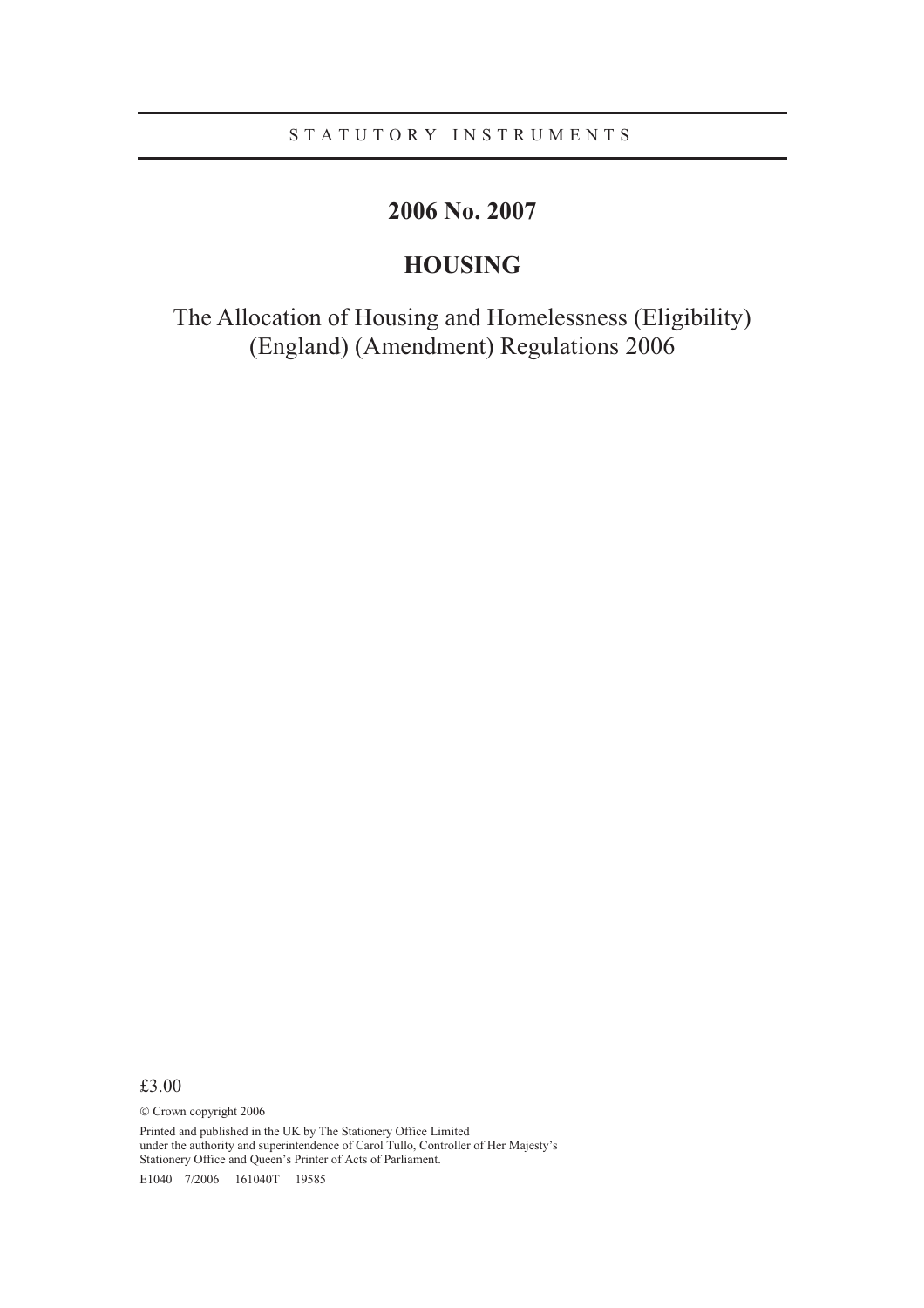STATUTORY INSTRUMENTS

# 2006 No. 2007

## HOUSING

The Allocation of Housing and Homelessness (Eligibility) (England) (Amendment) Regulations 2006

£3.00

© Crown copyright 2006

Printed and published in the UK by The Stationery Office Limited under the authority and superintendence of Carol Tullo, Controller of Her Majesty's Stationery Office and Queen's Printer of Acts of Parliament.

E1040 7/2006 161040T 19585